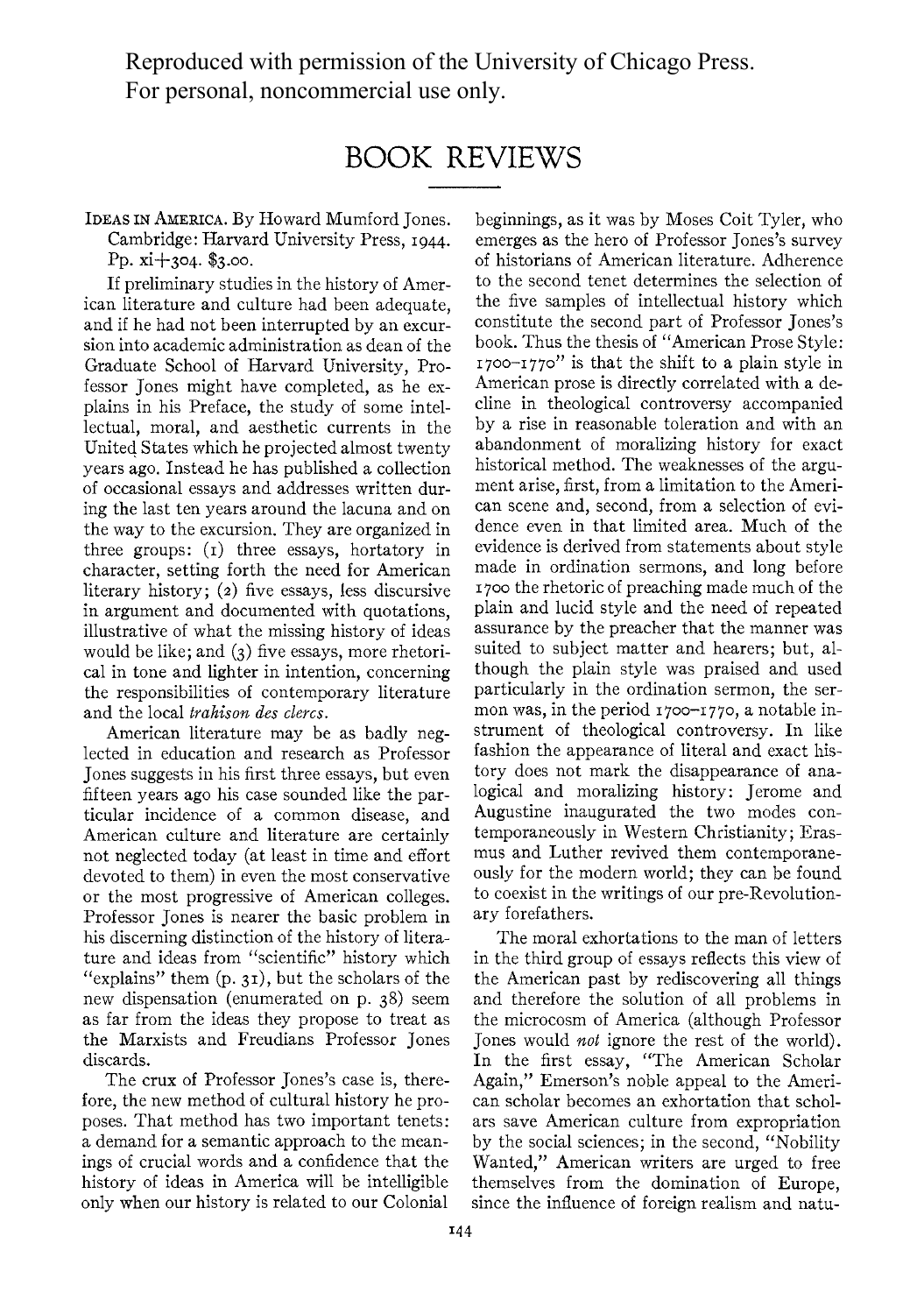Reproduced with permission of the University of Chicago Press.
For personal, noncommercial use only.

# BOOK REVIEWS

IDEAS IN AMERICA. By Howard Mumford Jones. Cambridge: Harvard University Press, 1944. Pp. xi+304. $3.00.

If preliminary studies in the history of American literature and culture had been adequate, and if he had not been interrupted by an excursion into academic administration as dean of the Graduate School of Harvard University, Professor Jones might have completed, as he explains in his Preface, the study of some intellectual, moral, and aesthetic currents in the United States which he projected almost twenty years ago. Instead he has published a collection of occasional essays and addresses written during the last ten years around the lacuna and on the way to the excursion. They are organized in three groups: (1) three essays, hortatory in character, setting forth the need for American literary history; (2) five essays, less discursive in argument and documented with quotations, illustrative of what the missing history of ideas would be like; and (3) five essays, more rhetorical in tone and lighter in intention, concerning the responsibilities of contemporary literature and the local *trahison des clercs*.

American literature may be as badly neglected in education and research as Professor Jones suggests in his first three essays, but even fifteen years ago his case sounded like the particular incidence of a common disease, and American culture and literature are certainly not neglected today (at least in time and effort devoted to them) in even the most conservative or the most progressive of American colleges. Professor Jones is nearer the basic problem in his discerning distinction of the history of literature and ideas from "scientific" history which "explains" them (p. 31), but the scholars of the new dispensation (enumerated on p. 38) seem as far from the ideas they propose to treat as the Marxists and Freudians Professor Jones discards.

The crux of Professor Jones's case is, therefore, the new method of cultural history he proposes. That method has two important tenets: a demand for a semantic approach to the meanings of crucial words and a confidence that the history of ideas in America will be intelligible only when our history is related to our Colonial beginnings, as it was by Moses Coit Tyler, who emerges as the hero of Professor Jones's survey of historians of American literature. Adherence to the second tenet determines the selection of the five samples of intellectual history which constitute the second part of Professor Jones's book. Thus the thesis of "American Prose Style: 1700–1770" is that the shift to a plain style in American prose is directly correlated with a decline in theological controversy accompanied by a rise in reasonable toleration and with an abandonment of moralizing history for exact historical method. The weaknesses of the argument arise, first, from a limitation to the American scene and, second, from a selection of evidence even in that limited area. Much of the evidence is derived from statements about style made in ordination sermons, and long before 1700 the rhetoric of preaching made much of the plain and lucid style and the need of repeated assurance by the preacher that the manner was suited to subject matter and hearers; but, although the plain style was praised and used particularly in the ordination sermon, the sermon was, in the period 1700–1770, a notable instrument of theological controversy. In like fashion the appearance of literal and exact history does not mark the disappearance of analogical and moralizing history: Jerome and Augustine inaugurated the two modes contemporaneously in Western Christianity; Erasmus and Luther revived them contemporaneously for the modern world; they can be found to coexist in the writings of our pre-Revolutionary forefathers.

The moral exhortations to the man of letters in the third group of essays reflects this view of the American past by rediscovering all things and therefore the solution of all problems in the microcosm of America (although Professor Jones would *not* ignore the rest of the world). In the first essay, "The American Scholar Again," Emerson's noble appeal to the American scholar becomes an exhortation that scholars save American culture from expropriation by the social sciences; in the second, "Nobility Wanted," American writers are urged to free themselves from the domination of Europe, since the influence of foreign realism and natu-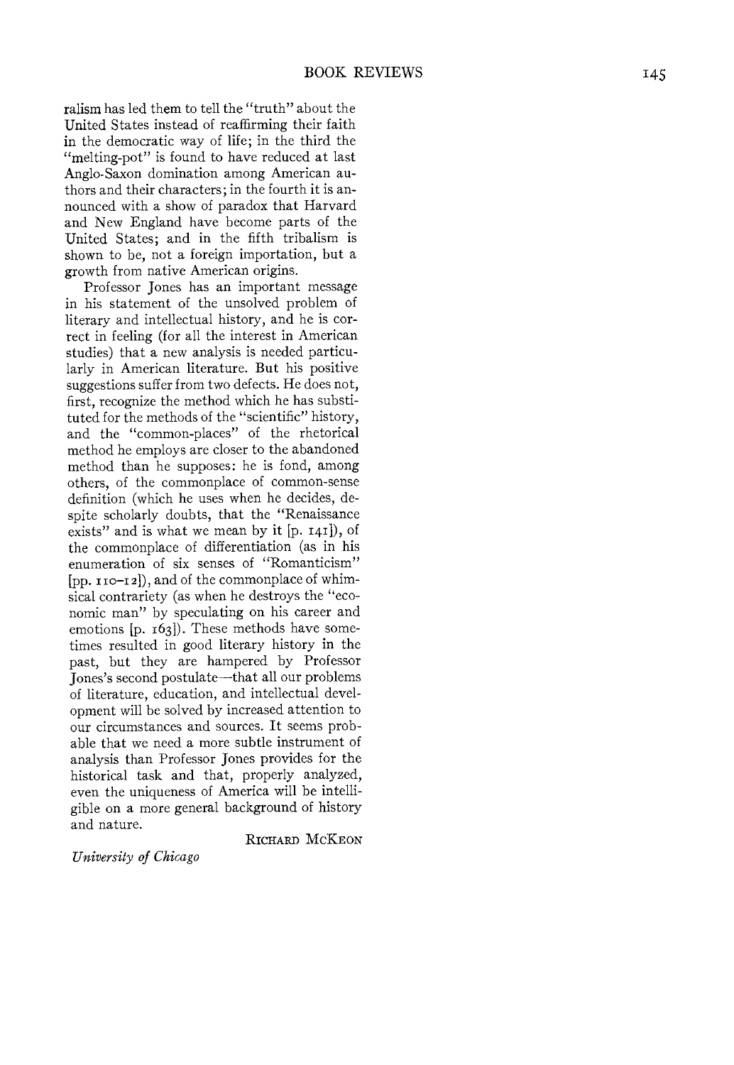ralism has led them to tell the "truth" about the United States instead of reaffirming their faith in the democratic way of life; in the third the "melting-pot" is found to have reduced at last Anglo-Saxon domination among American authors and their characters; in the fourth it is announced with a show of paradox that Harvard and New England have become parts of the United States; and in the fifth tribalism is shown to be, not a foreign importation, but a growth from native American origins.

Professor Jones has an important message in his statement of the unsolved problem of literary and intellectual history, and he is correct in feeling (for all the interest in American studies) that a new analysis is needed particularly in American literature. But his positive suggestions suffer from two defects. He does not, first, recognize the method which he has substituted for the methods of the "scientific" history, and the "common-places" of the rhetorical method he employs are closer to the abandoned method than he supposes: he is fond, among others, of the commonplace of common-sense definition (which he uses when he decides, despite scholarly doubts, that the "Renaissance exists" and is what we mean by it [p. 141]), of the commonplace of differentiation (as in his enumeration of six senses of "Romanticism" [pp. 110–12]), and of the commonplace of whimsical contrariety (as when he destroys the "economic man" by speculating on his career and emotions [p. 163]). These methods have sometimes resulted in good literary history in the past, but they are hampered by Professor Jones's second postulate—that all our problems of literature, education, and intellectual development will be solved by increased attention to our circumstances and sources. It seems probable that we need a more subtle instrument of analysis than Professor Jones provides for the historical task and that, properly analyzed, even the uniqueness of America will be intelligible on a more general background of history and nature.

RICHARD MCKEON

*University of Chicago*